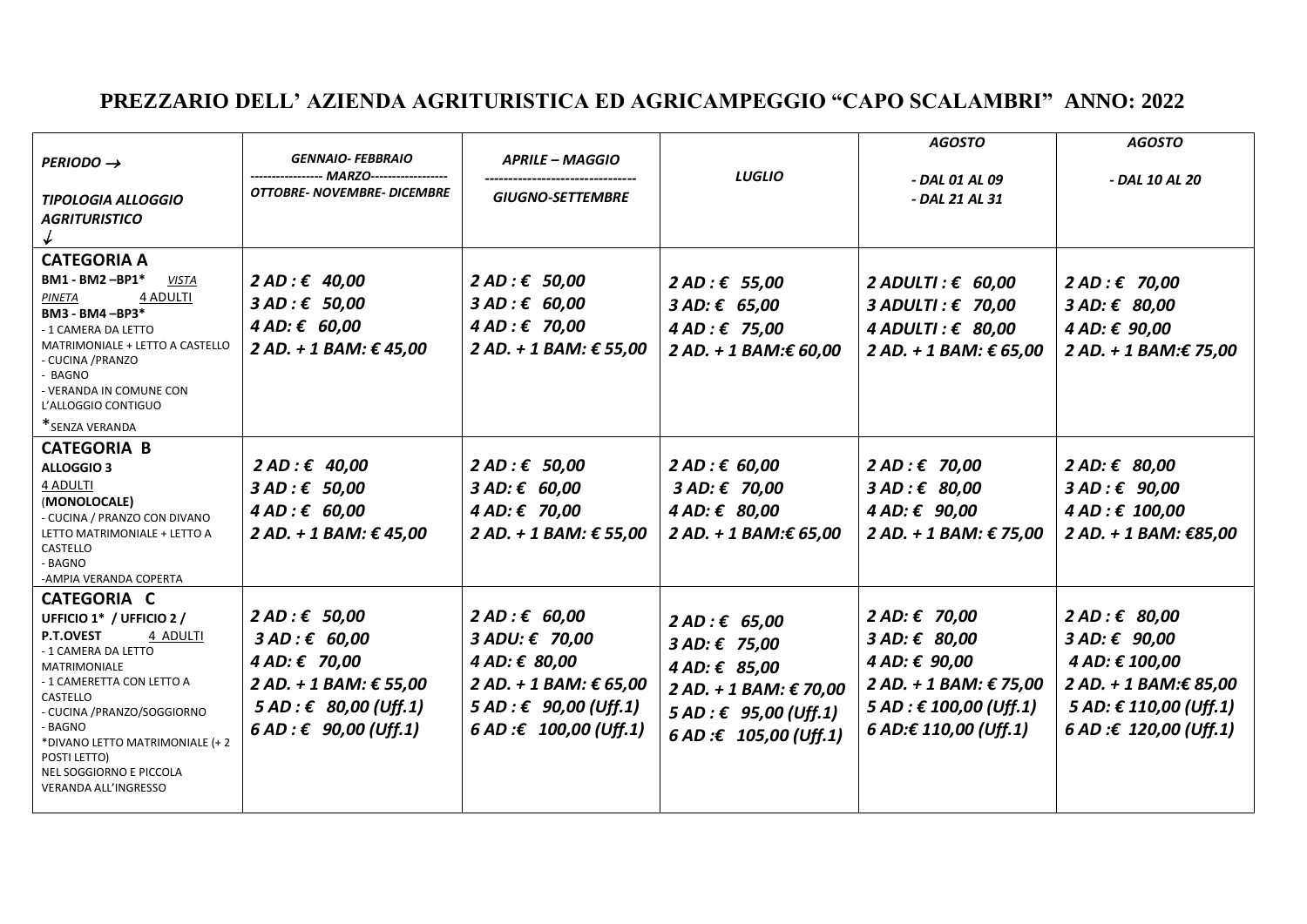## PREZZARIO DELL' AZIENDA AGRITURISTICA ED AGRICAMPEGGIO "CAPO SCALAMBRI" ANNO: 2022

| *PERIODO →*<br><br>*TIPOLOGIA ALLOGGIO AGRITURISTICO* ↓ | *GENNAIO- FEBBRAIO*<br>---------------- *MARZO*-----------------<br>*OTTOBRE- NOVEMBRE- DICEMBRE* | *APRILE – MAGGIO*<br>--------------------------------<br>*GIUGNO-SETTEMBRE* | *LUGLIO* | *AGOSTO*<br><br>*- DAL 01 AL 09*<br>*- DAL 21 AL 31* | *AGOSTO*<br><br>*- DAL 10 AL 20* |
|---|---|---|---|---|---|
| **CATEGORIA A**<br>**BM1 - BM2 –BP1*** *VISTA PINETA* 4 ADULTI<br>**BM3 - BM4 –BP3***<br>- 1 CAMERA DA LETTO MATRIMONIALE + LETTO A CASTELLO<br>- CUCINA /PRANZO<br>- BAGNO<br>- VERANDA IN COMUNE CON L'ALLOGGIO CONTIGUO<br>*SENZA VERANDA | *2 AD : € 40,00*<br>*3 AD : € 50,00*<br>*4 AD: € 60,00*<br>*2 AD. + 1 BAM: € 45,00* | *2 AD : € 50,00*<br>*3 AD : € 60,00*<br>*4 AD : € 70,00*<br>*2 AD. + 1 BAM: € 55,00* | *2 AD : € 55,00*<br>*3 AD: € 65,00*<br>*4 AD : € 75,00*<br>*2 AD. + 1 BAM:€ 60,00* | *2 ADULTI : € 60,00*<br>*3 ADULTI : € 70,00*<br>*4 ADULTI : € 80,00*<br>*2 AD. + 1 BAM: € 65,00* | *2 AD : € 70,00*<br>*3 AD: € 80,00*<br>*4 AD: € 90,00*<br>*2 AD. + 1 BAM:€ 75,00* |
| **CATEGORIA B**<br>**ALLOGGIO 3**<br>4 ADULTI<br>(**MONOLOCALE**)<br>- CUCINA / PRANZO CON DIVANO LETTO MATRIMONIALE + LETTO A CASTELLO<br>- BAGNO<br>-AMPIA VERANDA COPERTA | *2 AD : € 40,00*<br>*3 AD : € 50,00*<br>*4 AD : € 60,00*<br>*2 AD. + 1 BAM: € 45,00* | *2 AD : € 50,00*<br>*3 AD: € 60,00*<br>*4 AD: € 70,00*<br>*2 AD. + 1 BAM: € 55,00* | *2 AD : € 60,00*<br>*3 AD: € 70,00*<br>*4 AD: € 80,00*<br>*2 AD. + 1 BAM:€ 65,00* | *2 AD : € 70,00*<br>*3 AD : € 80,00*<br>*4 AD: € 90,00*<br>*2 AD. + 1 BAM: € 75,00* | *2 AD: € 80,00*<br>*3 AD : € 90,00*<br>*4 AD : € 100,00*<br>*2 AD. + 1 BAM: €85,00* |
| **CATEGORIA C**<br>**UFFICIO 1* / UFFICIO 2 / P.T.OVEST** 4 ADULTI<br>- 1 CAMERA DA LETTO MATRIMONIALE<br>- 1 CAMERETTA CON LETTO A CASTELLO<br>- CUCINA /PRANZO/SOGGIORNO<br>- BAGNO<br>*DIVANO LETTO MATRIMONIALE (+ 2 POSTI LETTO) NEL SOGGIORNO E PICCOLA VERANDA ALL'INGRESSO | *2 AD : € 50,00*<br>*3 AD : € 60,00*<br>*4 AD: € 70,00*<br>*2 AD. + 1 BAM: € 55,00*<br>*5 AD : € 80,00 (Uff.1)*<br>*6 AD : € 90,00 (Uff.1)* | *2 AD : € 60,00*<br>*3 ADU: € 70,00*<br>*4 AD: € 80,00*<br>*2 AD. + 1 BAM: € 65,00*<br>*5 AD : € 90,00 (Uff.1)*<br>*6 AD :€ 100,00 (Uff.1)* | *2 AD : € 65,00*<br>*3 AD: € 75,00*<br>*4 AD: € 85,00*<br>*2 AD. + 1 BAM: € 70,00*<br>*5 AD : € 95,00 (Uff.1)*<br>*6 AD :€ 105,00 (Uff.1)* | *2 AD: € 70,00*<br>*3 AD: € 80,00*<br>*4 AD: € 90,00*<br>*2 AD. + 1 BAM: € 75,00*<br>*5 AD : € 100,00 (Uff.1)*<br>*6 AD:€ 110,00 (Uff.1)* | *2 AD : € 80,00*<br>*3 AD: € 90,00*<br>*4 AD: € 100,00*<br>*2 AD. + 1 BAM:€ 85,00*<br>*5 AD: € 110,00 (Uff.1)*<br>*6 AD :€ 120,00 (Uff.1)* |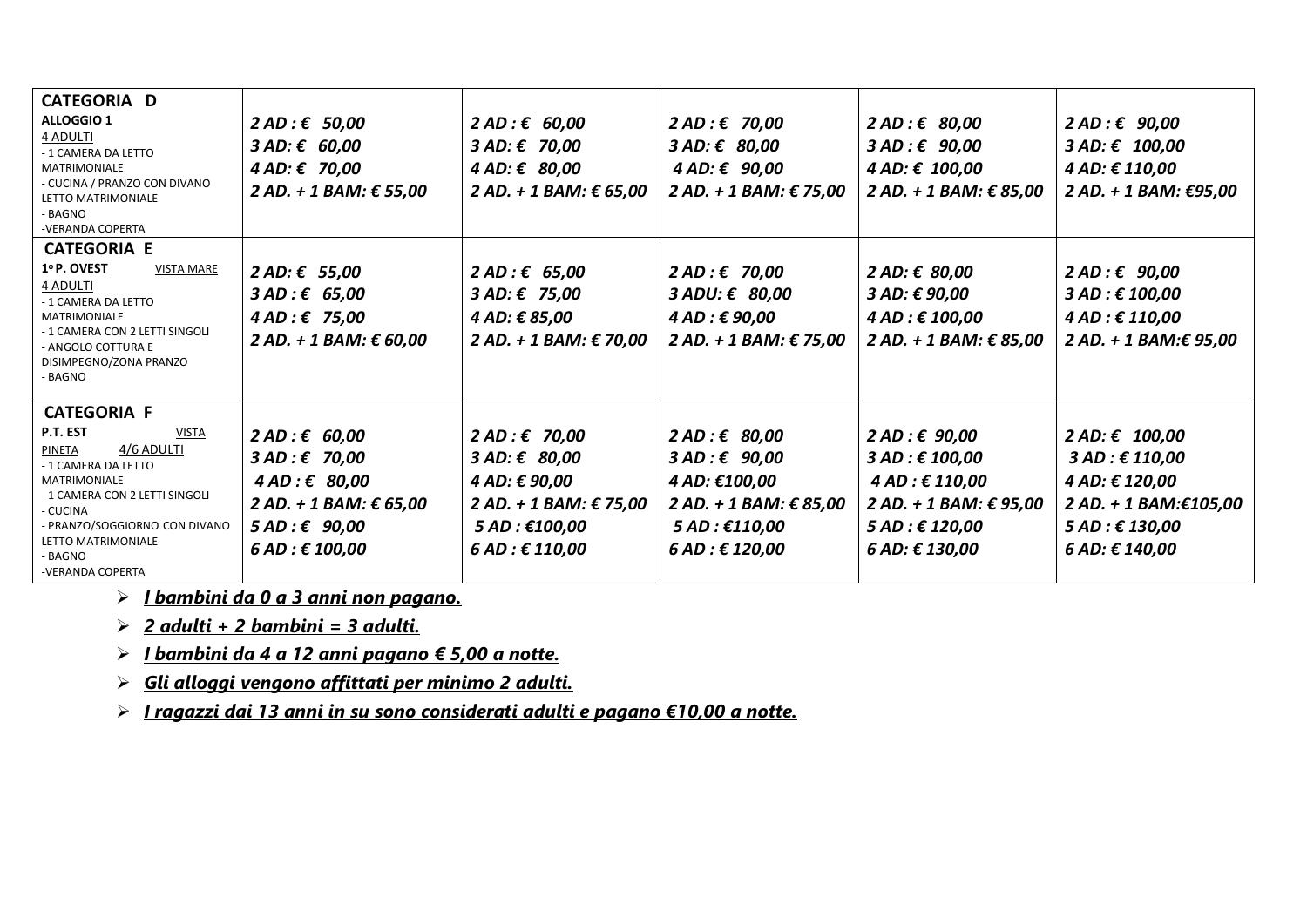| | | | | | |
|---|---|---|---|---|---|
| **CATEGORIA D**<br>**ALLOGGIO 1**<br>4 ADULTI<br>- 1 CAMERA DA LETTO MATRIMONIALE<br>- CUCINA / PRANZO CON DIVANO LETTO MATRIMONIALE<br>- BAGNO<br>-VERANDA COPERTA | ***2 AD : € 50,00***<br>***3 AD: € 60,00***<br>***4 AD: € 70,00***<br>***2 AD. + 1 BAM: € 55,00*** | ***2 AD : € 60,00***<br>***3 AD: € 70,00***<br>***4 AD: € 80,00***<br>***2 AD. + 1 BAM: € 65,00*** | ***2 AD : € 70,00***<br>***3 AD: € 80,00***<br>***4 AD: € 90,00***<br>***2 AD. + 1 BAM: € 75,00*** | ***2 AD : € 80,00***<br>***3 AD : € 90,00***<br>***4 AD: € 100,00***<br>***2 AD. + 1 BAM: € 85,00*** | ***2 AD : € 90,00***<br>***3 AD: € 100,00***<br>***4 AD: € 110,00***<br>***2 AD. + 1 BAM: €95,00*** |
| **CATEGORIA E**<br>**1° P. OVEST** VISTA MARE<br>4 ADULTI<br>- 1 CAMERA DA LETTO MATRIMONIALE<br>- 1 CAMERA CON 2 LETTI SINGOLI<br>- ANGOLO COTTURA E DISIMPEGNO/ZONA PRANZO<br>- BAGNO | ***2 AD: € 55,00***<br>***3 AD : € 65,00***<br>***4 AD : € 75,00***<br>***2 AD. + 1 BAM: € 60,00*** | ***2 AD : € 65,00***<br>***3 AD: € 75,00***<br>***4 AD: € 85,00***<br>***2 AD. + 1 BAM: € 70,00*** | ***2 AD : € 70,00***<br>***3 ADU: € 80,00***<br>***4 AD : € 90,00***<br>***2 AD. + 1 BAM: € 75,00*** | ***2 AD: € 80,00***<br>***3 AD: € 90,00***<br>***4 AD : € 100,00***<br>***2 AD. + 1 BAM: € 85,00*** | ***2 AD : € 90,00***<br>***3 AD : € 100,00***<br>***4 AD : € 110,00***<br>***2 AD. + 1 BAM:€ 95,00*** |
| **CATEGORIA F**<br>**P.T. EST** VISTA PINETA 4/6 ADULTI<br>- 1 CAMERA DA LETTO MATRIMONIALE<br>- 1 CAMERA CON 2 LETTI SINGOLI<br>- CUCINA<br>- PRANZO/SOGGIORNO CON DIVANO LETTO MATRIMONIALE<br>- BAGNO<br>-VERANDA COPERTA | ***2 AD : € 60,00***<br>***3 AD : € 70,00***<br>***4 AD : € 80,00***<br>***2 AD. + 1 BAM: € 65,00***<br>***5 AD : € 90,00***<br>***6 AD : € 100,00*** | ***2 AD : € 70,00***<br>***3 AD: € 80,00***<br>***4 AD: € 90,00***<br>***2 AD. + 1 BAM: € 75,00***<br>***5 AD : €100,00***<br>***6 AD : € 110,00*** | ***2 AD : € 80,00***<br>***3 AD : € 90,00***<br>***4 AD: €100,00***<br>***2 AD. + 1 BAM: € 85,00***<br>***5 AD : €110,00***<br>***6 AD : € 120,00*** | ***2 AD : € 90,00***<br>***3 AD : € 100,00***<br>***4 AD : € 110,00***<br>***2 AD. + 1 BAM: € 95,00***<br>***5 AD : € 120,00***<br>***6 AD: € 130,00*** | ***2 AD: € 100,00***<br>***3 AD : € 110,00***<br>***4 AD: € 120,00***<br>***2 AD. + 1 BAM:€105,00***<br>***5 AD : € 130,00***<br>***6 AD: € 140,00*** |

- ***I bambini da 0 a 3 anni non pagano.***
- ***2 adulti + 2 bambini = 3 adulti.***
- ***I bambini da 4 a 12 anni pagano € 5,00 a notte.***
- ***Gli alloggi vengono affittati per minimo 2 adulti.***
- ***I ragazzi dai 13 anni in su sono considerati adulti e pagano €10,00 a notte.***